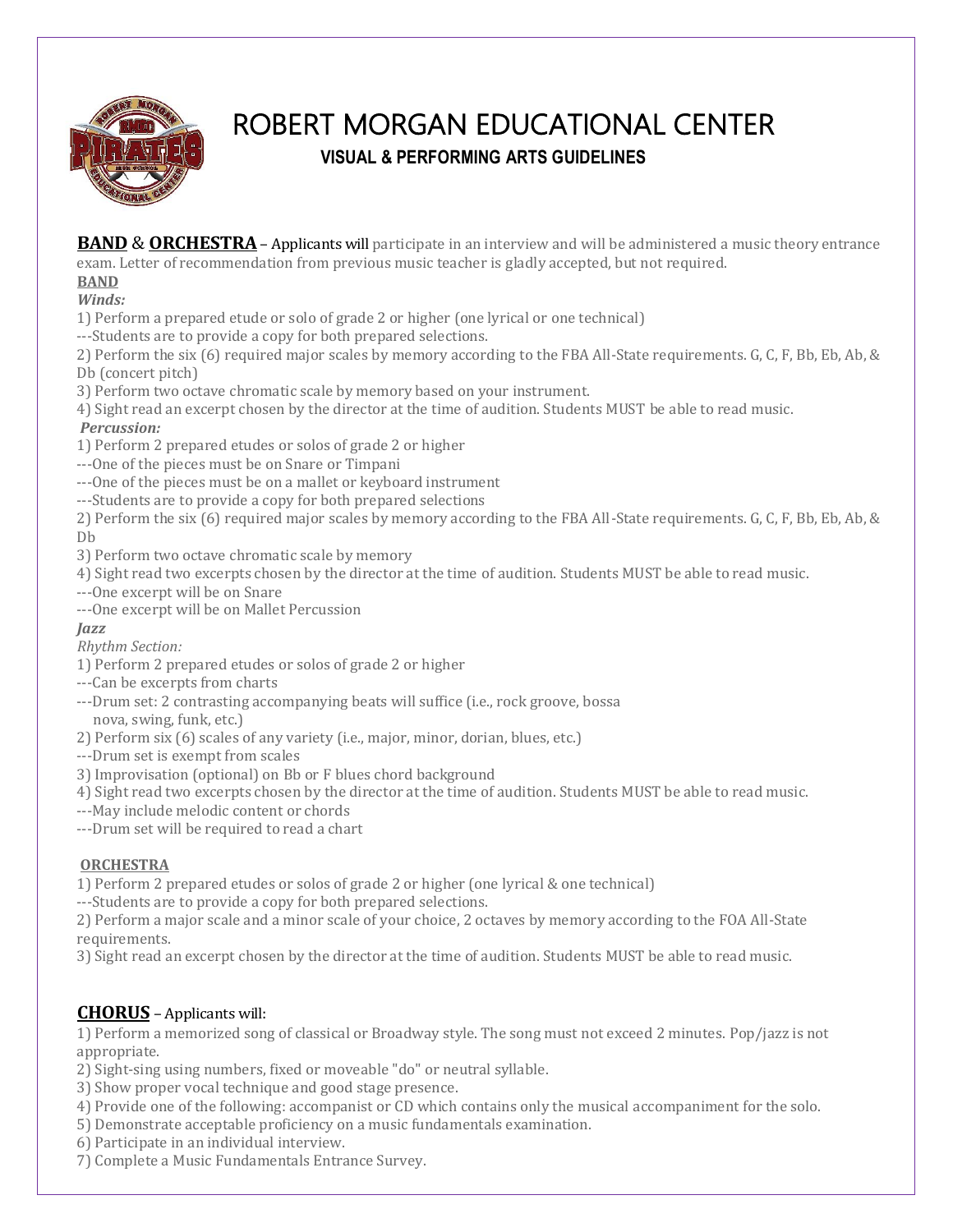# ROBERT MORGAN EDUCATIONAL CENTER

## VISUAL & PERFORMING ARTS GUIDELINES

**BAND** & **ORCHESTRA** – Applicants will participate in an interview and will be administered a music theory entrance exam. Letter of recommendation from previous music teacher is gladly accepted, but not required.

**BAND**

***Winds:***

1) Perform a prepared etude or solo of grade 2 or higher (one lyrical or one technical)
---Students are to provide a copy for both prepared selections.
2) Perform the six (6) required major scales by memory according to the FBA All-State requirements. G, C, F, Bb, Eb, Ab, & Db (concert pitch)
3) Perform two octave chromatic scale by memory based on your instrument.
4) Sight read an excerpt chosen by the director at the time of audition. Students MUST be able to read music.

***Percussion:***

1) Perform 2 prepared etudes or solos of grade 2 or higher
---One of the pieces must be on Snare or Timpani
---One of the pieces must be on a mallet or keyboard instrument
---Students are to provide a copy for both prepared selections
2) Perform the six (6) required major scales by memory according to the FBA All-State requirements. G, C, F, Bb, Eb, Ab, & Db
3) Perform two octave chromatic scale by memory
4) Sight read two excerpts chosen by the director at the time of audition. Students MUST be able to read music.
---One excerpt will be on Snare
---One excerpt will be on Mallet Percussion

***Jazz***

*Rhythm Section:*

1) Perform 2 prepared etudes or solos of grade 2 or higher
---Can be excerpts from charts
---Drum set: 2 contrasting accompanying beats will suffice (i.e., rock groove, bossa nova, swing, funk, etc.)
2) Perform six (6) scales of any variety (i.e., major, minor, dorian, blues, etc.)
---Drum set is exempt from scales
3) Improvisation (optional) on Bb or F blues chord background
4) Sight read two excerpts chosen by the director at the time of audition. Students MUST be able to read music.
---May include melodic content or chords
---Drum set will be required to read a chart

**ORCHESTRA**

1) Perform 2 prepared etudes or solos of grade 2 or higher (one lyrical & one technical)
---Students are to provide a copy for both prepared selections.
2) Perform a major scale and a minor scale of your choice, 2 octaves by memory according to the FOA All-State requirements.
3) Sight read an excerpt chosen by the director at the time of audition. Students MUST be able to read music.

**CHORUS** – Applicants will:

1) Perform a memorized song of classical or Broadway style. The song must not exceed 2 minutes. Pop/jazz is not appropriate.
2) Sight-sing using numbers, fixed or moveable "do" or neutral syllable.
3) Show proper vocal technique and good stage presence.
4) Provide one of the following: accompanist or CD which contains only the musical accompaniment for the solo.
5) Demonstrate acceptable proficiency on a music fundamentals examination.
6) Participate in an individual interview.
7) Complete a Music Fundamentals Entrance Survey.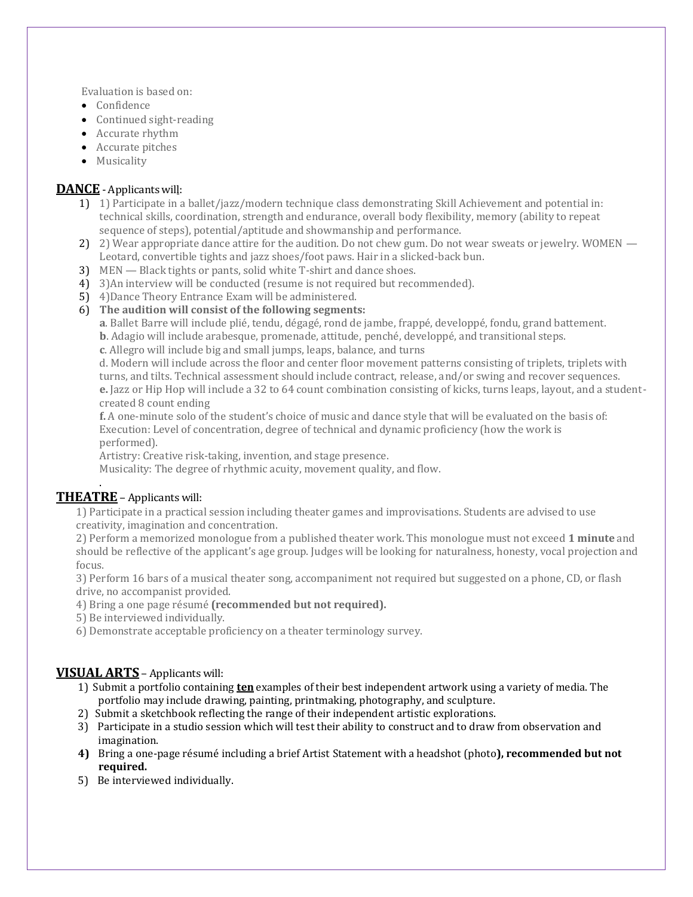Evaluation is based on:

- Confidence
- Continued sight-reading
- Accurate rhythm
- Accurate pitches
- Musicality

## DANCE - Applicants will:

1) 1) Participate in a ballet/jazz/modern technique class demonstrating Skill Achievement and potential in: technical skills, coordination, strength and endurance, overall body flexibility, memory (ability to repeat sequence of steps), potential/aptitude and showmanship and performance.
2) 2) Wear appropriate dance attire for the audition. Do not chew gum. Do not wear sweats or jewelry. WOMEN — Leotard, convertible tights and jazz shoes/foot paws. Hair in a slicked-back bun.
3) MEN — Black tights or pants, solid white T-shirt and dance shoes.
4) 3)An interview will be conducted (resume is not required but recommended).
5) 4)Dance Theory Entrance Exam will be administered.
6) **The audition will consist of the following segments:**

   **a**. Ballet Barre will include plié, tendu, dégagé, rond de jambe, frappé, developpé, fondu, grand battement.

   **b**. Adagio will include arabesque, promenade, attitude, penché, developpé, and transitional steps.

   **c**. Allegro will include big and small jumps, leaps, balance, and turns

   d. Modern will include across the floor and center floor movement patterns consisting of triplets, triplets with turns, and tilts. Technical assessment should include contract, release, and/or swing and recover sequences.

   **e.** Jazz or Hip Hop will include a 32 to 64 count combination consisting of kicks, turns leaps, layout, and a student-created 8 count ending

   **f.** A one-minute solo of the student's choice of music and dance style that will be evaluated on the basis of:

   Execution: Level of concentration, degree of technical and dynamic proficiency (how the work is performed).

   Artistry: Creative risk-taking, invention, and stage presence.

   Musicality: The degree of rhythmic acuity, movement quality, and flow.

   .

## THEATRE – Applicants will:

1) Participate in a practical session including theater games and improvisations. Students are advised to use creativity, imagination and concentration.

2) Perform a memorized monologue from a published theater work. This monologue must not exceed **1 minute** and should be reflective of the applicant's age group. Judges will be looking for naturalness, honesty, vocal projection and focus.

3) Perform 16 bars of a musical theater song, accompaniment not required but suggested on a phone, CD, or flash drive, no accompanist provided.

4) Bring a one page résumé **(recommended but not required).**

5) Be interviewed individually.

6) Demonstrate acceptable proficiency on a theater terminology survey.

## VISUAL ARTS – Applicants will:

1) Submit a portfolio containing **ten** examples of their best independent artwork using a variety of media. The portfolio may include drawing, painting, printmaking, photography, and sculpture.
2) Submit a sketchbook reflecting the range of their independent artistic explorations.
3) Participate in a studio session which will test their ability to construct and to draw from observation and imagination.
4) Bring a one-page résumé including a brief Artist Statement with a headshot (photo**), recommended but not required.**
5) Be interviewed individually.